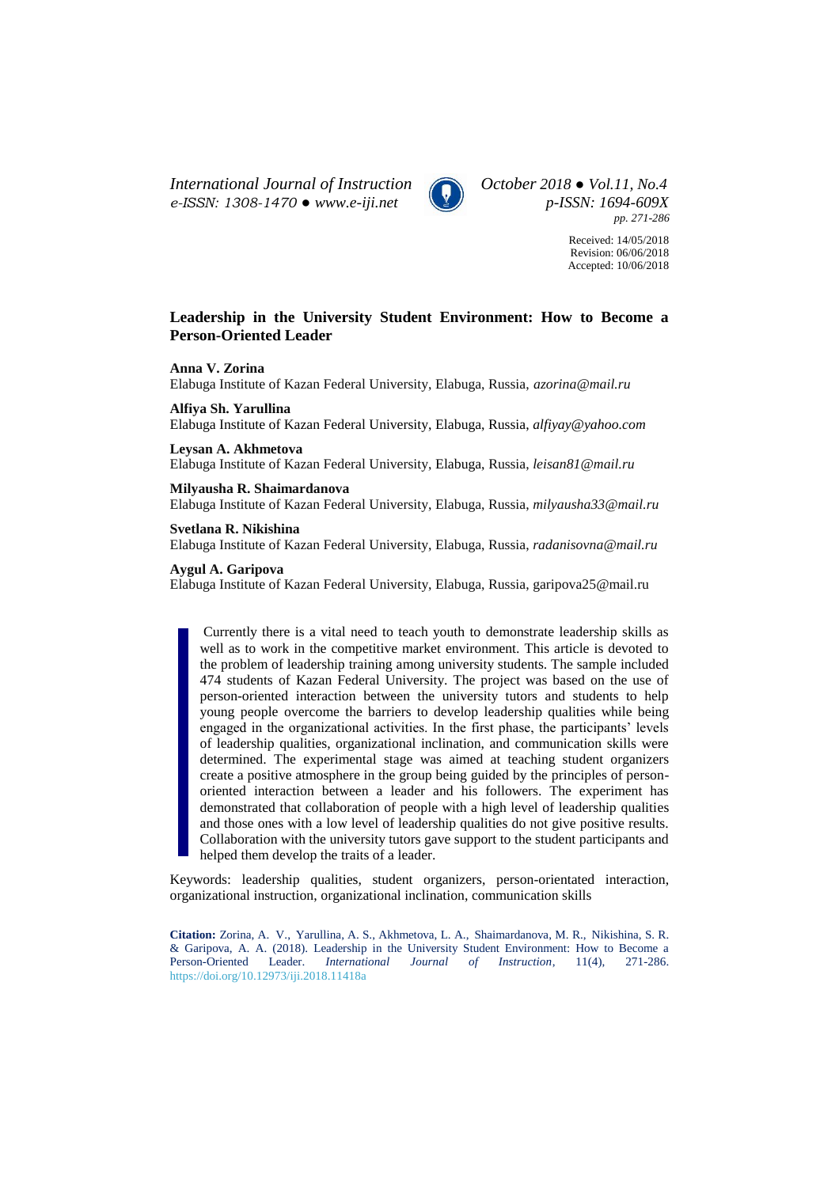*International Journal of Instruction* · *October 2018 ● Vol.11, No.4*
*e-ISSN: 1308-1470 ● www.e-iji.net* · *p-ISSN: 1694-609X*
*pp. 271-286*

Received: 14/05/2018
Revision: 06/06/2018
Accepted: 10/06/2018

# Leadership in the University Student Environment: How to Become a Person-Oriented Leader

**Anna V. Zorina**
Elabuga Institute of Kazan Federal University, Elabuga, Russia, *azorina@mail.ru*

**Alfiya Sh. Yarullina**
Elabuga Institute of Kazan Federal University, Elabuga, Russia, *alfiyay@yahoo.com*

**Leysan A. Akhmetova**
Elabuga Institute of Kazan Federal University, Elabuga, Russia, *leisan81@mail.ru*

**Milyausha R. Shaimardanova**
Elabuga Institute of Kazan Federal University, Elabuga, Russia, *milyausha33@mail.ru*

**Svetlana R. Nikishina**
Elabuga Institute of Kazan Federal University, Elabuga, Russia, *radanisovna@mail.ru*

**Aygul A. Garipova**
Elabuga Institute of Kazan Federal University, Elabuga, Russia, garipova25@mail.ru

Currently there is a vital need to teach youth to demonstrate leadership skills as well as to work in the competitive market environment. This article is devoted to the problem of leadership training among university students. The sample included 474 students of Kazan Federal University. The project was based on the use of person-oriented interaction between the university tutors and students to help young people overcome the barriers to develop leadership qualities while being engaged in the organizational activities. In the first phase, the participants' levels of leadership qualities, organizational inclination, and communication skills were determined. The experimental stage was aimed at teaching student organizers create a positive atmosphere in the group being guided by the principles of person-oriented interaction between a leader and his followers. The experiment has demonstrated that collaboration of people with a high level of leadership qualities and those ones with a low level of leadership qualities do not give positive results. Collaboration with the university tutors gave support to the student participants and helped them develop the traits of a leader.

Keywords: leadership qualities, student organizers, person-orientated interaction, organizational instruction, organizational inclination, communication skills

**Citation:** Zorina, A. V., Yarullina, A. S., Akhmetova, L. A., Shaimardanova, M. R., Nikishina, S. R. & Garipova, A. A. (2018). Leadership in the University Student Environment: How to Become a Person-Oriented Leader. *International Journal of Instruction*, 11(4), 271-286. https://doi.org/10.12973/iji.2018.11418a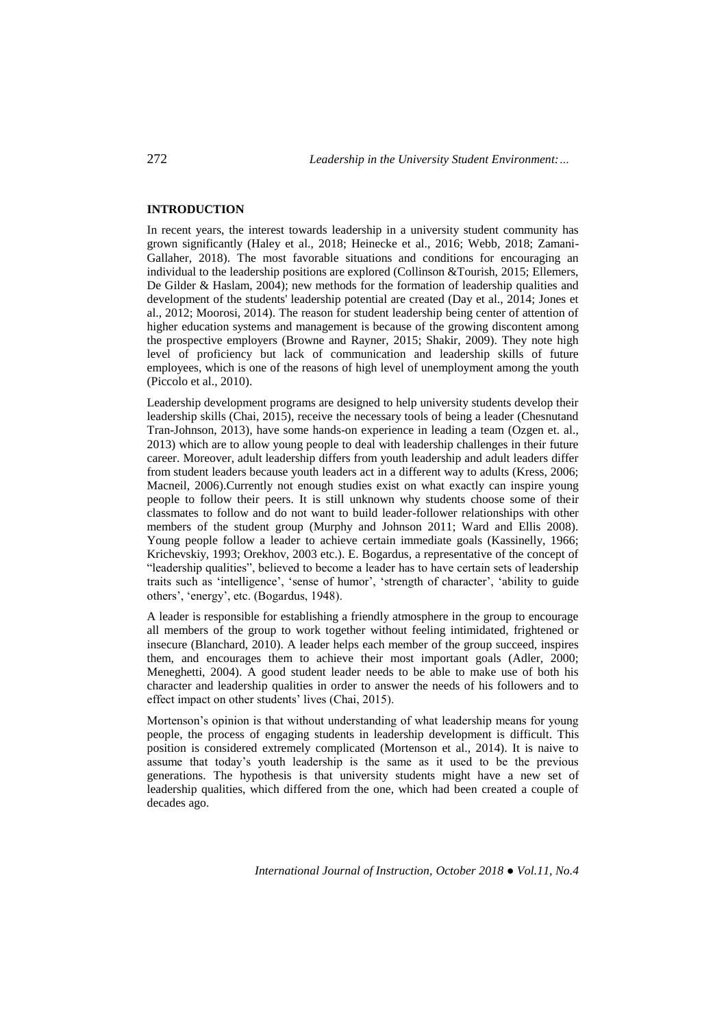## INTRODUCTION

In recent years, the interest towards leadership in a university student community has grown significantly (Haley et al., 2018; Heinecke et al., 2016; Webb, 2018; Zamani-Gallaher, 2018). The most favorable situations and conditions for encouraging an individual to the leadership positions are explored (Collinson &Tourish, 2015; Ellemers, De Gilder & Haslam, 2004); new methods for the formation of leadership qualities and development of the students' leadership potential are created (Day et al., 2014; Jones et al., 2012; Moorosi, 2014). The reason for student leadership being center of attention of higher education systems and management is because of the growing discontent among the prospective employers (Browne and Rayner, 2015; Shakir, 2009). They note high level of proficiency but lack of communication and leadership skills of future employees, which is one of the reasons of high level of unemployment among the youth (Piccolo et al., 2010).

Leadership development programs are designed to help university students develop their leadership skills (Chai, 2015), receive the necessary tools of being a leader (Chesnutand Tran-Johnson, 2013), have some hands-on experience in leading a team (Ozgen et. al., 2013) which are to allow young people to deal with leadership challenges in their future career. Moreover, adult leadership differs from youth leadership and adult leaders differ from student leaders because youth leaders act in a different way to adults (Kress, 2006; Macneil, 2006).Currently not enough studies exist on what exactly can inspire young people to follow their peers. It is still unknown why students choose some of their classmates to follow and do not want to build leader-follower relationships with other members of the student group (Murphy and Johnson 2011; Ward and Ellis 2008). Young people follow a leader to achieve certain immediate goals (Kassinelly, 1966; Krichevskiy, 1993; Orekhov, 2003 etc.). E. Bogardus, a representative of the concept of "leadership qualities", believed to become a leader has to have certain sets of leadership traits such as 'intelligence', 'sense of humor', 'strength of character', 'ability to guide others', 'energy', etc. (Bogardus, 1948).

A leader is responsible for establishing a friendly atmosphere in the group to encourage all members of the group to work together without feeling intimidated, frightened or insecure (Blanchard, 2010). A leader helps each member of the group succeed, inspires them, and encourages them to achieve their most important goals (Adler, 2000; Meneghetti, 2004). A good student leader needs to be able to make use of both his character and leadership qualities in order to answer the needs of his followers and to effect impact on other students' lives (Chai, 2015).

Mortenson's opinion is that without understanding of what leadership means for young people, the process of engaging students in leadership development is difficult. This position is considered extremely complicated (Mortenson et al., 2014). It is naive to assume that today's youth leadership is the same as it used to be the previous generations. The hypothesis is that university students might have a new set of leadership qualities, which differed from the one, which had been created a couple of decades ago.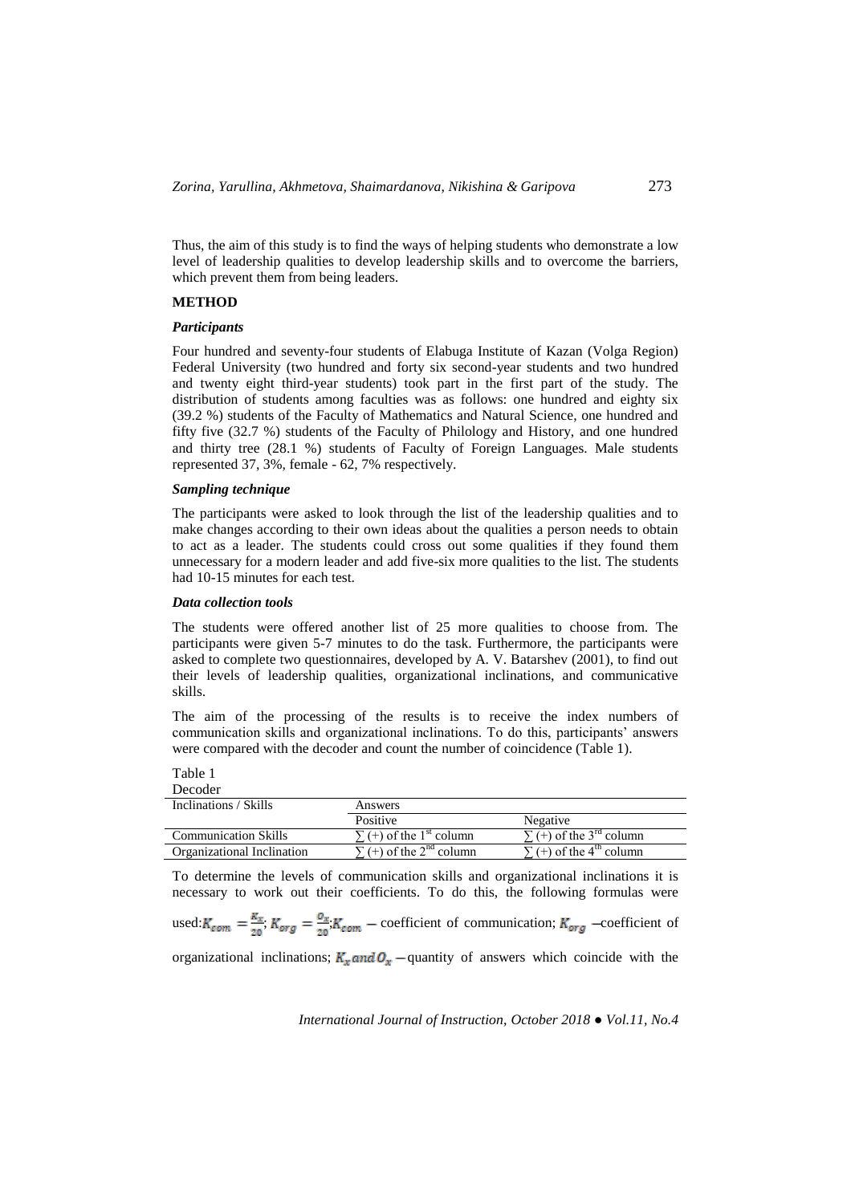Thus, the aim of this study is to find the ways of helping students who demonstrate a low level of leadership qualities to develop leadership skills and to overcome the barriers, which prevent them from being leaders.

## METHOD

### *Participants*

Four hundred and seventy-four students of Elabuga Institute of Kazan (Volga Region) Federal University (two hundred and forty six second-year students and two hundred and twenty eight third-year students) took part in the first part of the study. The distribution of students among faculties was as follows: one hundred and eighty six (39.2 %) students of the Faculty of Mathematics and Natural Science, one hundred and fifty five (32.7 %) students of the Faculty of Philology and History, and one hundred and thirty tree (28.1 %) students of Faculty of Foreign Languages. Male students represented 37, 3%, female - 62, 7% respectively.

### *Sampling technique*

The participants were asked to look through the list of the leadership qualities and to make changes according to their own ideas about the qualities a person needs to obtain to act as a leader. The students could cross out some qualities if they found them unnecessary for a modern leader and add five-six more qualities to the list. The students had 10-15 minutes for each test.

### *Data collection tools*

The students were offered another list of 25 more qualities to choose from. The participants were given 5-7 minutes to do the task. Furthermore, the participants were asked to complete two questionnaires, developed by A. V. Batarshev (2001), to find out their levels of leadership qualities, organizational inclinations, and communicative skills.

The aim of the processing of the results is to receive the index numbers of communication skills and organizational inclinations. To do this, participants' answers were compared with the decoder and count the number of coincidence (Table 1).

Table 1
Decoder

| Inclinations / Skills | Answers | |
|---|---|---|
| | Positive | Negative |
| Communication Skills | $\sum$ (+) of the 1[st] column | $\sum$ (+) of the 3[rd] column |
| Organizational Inclination | $\sum$ (+) of the 2[nd] column | $\sum$ (+) of the 4[th] column |

To determine the levels of communication skills and organizational inclinations it is necessary to work out their coefficients. To do this, the following formulas were used: $K_{com} = \frac{K_x}{20}$; $K_{org} = \frac{O_x}{20}$; $K_{com}$ – coefficient of communication; $K_{org}$ –coefficient of organizational inclinations; $K_x$ *and* $O_x$ – quantity of answers which coincide with the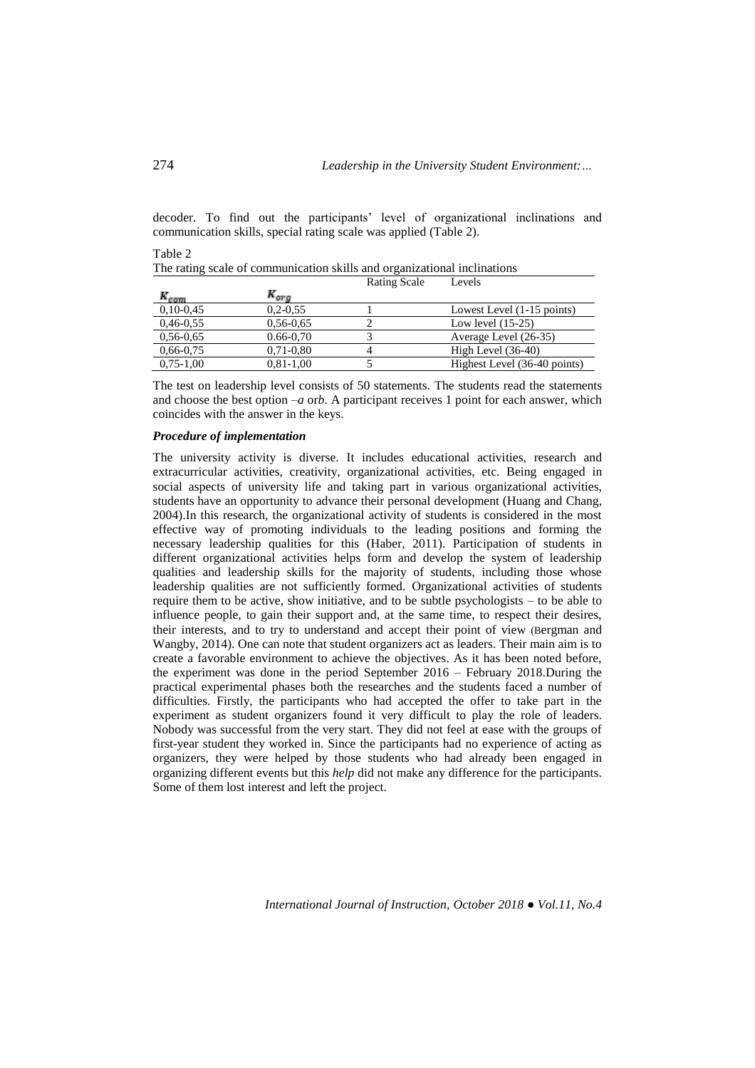decoder. To find out the participants' level of organizational inclinations and communication skills, special rating scale was applied (Table 2).

Table 2
The rating scale of communication skills and organizational inclinations

| $K_{com}$ | $K_{org}$ | Rating Scale | Levels |
|---|---|---|---|
| 0,10-0,45 | 0,2-0,55 | 1 | Lowest Level (1-15 points) |
| 0,46-0,55 | 0,56-0,65 | 2 | Low level (15-25) |
| 0,56-0,65 | 0.66-0,70 | 3 | Average Level (26-35) |
| 0,66-0,75 | 0,71-0,80 | 4 | High Level (36-40) |
| 0,75-1,00 | 0,81-1,00 | 5 | Highest Level (36-40 points) |

The test on leadership level consists of 50 statements. The students read the statements and choose the best option –*a* or*b*. A participant receives 1 point for each answer, which coincides with the answer in the keys.

### *Procedure of implementation*

The university activity is diverse. It includes educational activities, research and extracurricular activities, creativity, organizational activities, etc. Being engaged in social aspects of university life and taking part in various organizational activities, students have an opportunity to advance their personal development (Huang and Chang, 2004).In this research, the organizational activity of students is considered in the most effective way of promoting individuals to the leading positions and forming the necessary leadership qualities for this (Haber, 2011). Participation of students in different organizational activities helps form and develop the system of leadership qualities and leadership skills for the majority of students, including those whose leadership qualities are not sufficiently formed. Organizational activities of students require them to be active, show initiative, and to be subtle psychologists – to be able to influence people, to gain their support and, at the same time, to respect their desires, their interests, and to try to understand and accept their point of view (Bergman and Wangby, 2014). One can note that student organizers act as leaders. Their main aim is to create a favorable environment to achieve the objectives. As it has been noted before, the experiment was done in the period September 2016 – February 2018.During the practical experimental phases both the researches and the students faced a number of difficulties. Firstly, the participants who had accepted the offer to take part in the experiment as student organizers found it very difficult to play the role of leaders. Nobody was successful from the very start. They did not feel at ease with the groups of first-year student they worked in. Since the participants had no experience of acting as organizers, they were helped by those students who had already been engaged in organizing different events but this *help* did not make any difference for the participants. Some of them lost interest and left the project.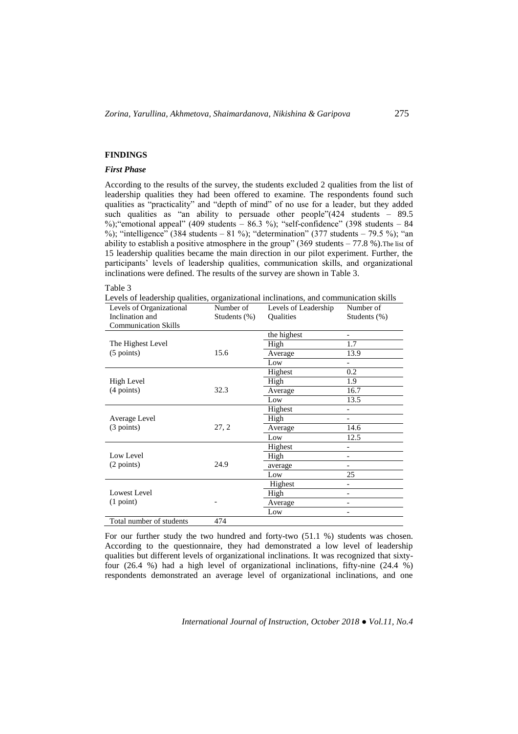## FINDINGS

### *First Phase*

According to the results of the survey, the students excluded 2 qualities from the list of leadership qualities they had been offered to examine. The respondents found such qualities as "practicality" and "depth of mind" of no use for a leader, but they added such qualities as "an ability to persuade other people"(424 students – 89.5 %);"emotional appeal" (409 students – 86.3 %); "self-confidence" (398 students – 84 %); "intelligence" (384 students – 81 %); "determination" (377 students – 79.5 %); "an ability to establish a positive atmosphere in the group" (369 students – 77.8 %).The list of 15 leadership qualities became the main direction in our pilot experiment. Further, the participants' levels of leadership qualities, communication skills, and organizational inclinations were defined. The results of the survey are shown in Table 3.

Table 3
Levels of leadership qualities, organizational inclinations, and communication skills

| Levels of Organizational Inclination and Communication Skills | Number of Students (%) | Levels of Leadership Qualities | Number of Students (%) |
|---|---|---|---|
| The Highest Level (5 points) | 15.6 | the highest | - |
| | | High | 1.7 |
| | | Average | 13.9 |
| | | Low | - |
| High Level (4 points) | 32.3 | Highest | 0.2 |
| | | High | 1.9 |
| | | Average | 16.7 |
| | | Low | 13.5 |
| Average Level (3 points) | 27, 2 | Highest | - |
| | | High | - |
| | | Average | 14.6 |
| | | Low | 12.5 |
| Low Level (2 points) | 24.9 | Highest | - |
| | | High | - |
| | | average | - |
| | | Low | 25 |
| Lowest Level (1 point) | - | Highest | - |
| | | High | - |
| | | Average | - |
| | | Low | - |
| Total number of students | 474 | | |

For our further study the two hundred and forty-two (51.1 %) students was chosen. According to the questionnaire, they had demonstrated a low level of leadership qualities but different levels of organizational inclinations. It was recognized that sixty-four (26.4 %) had a high level of organizational inclinations, fifty-nine (24.4 %) respondents demonstrated an average level of organizational inclinations, and one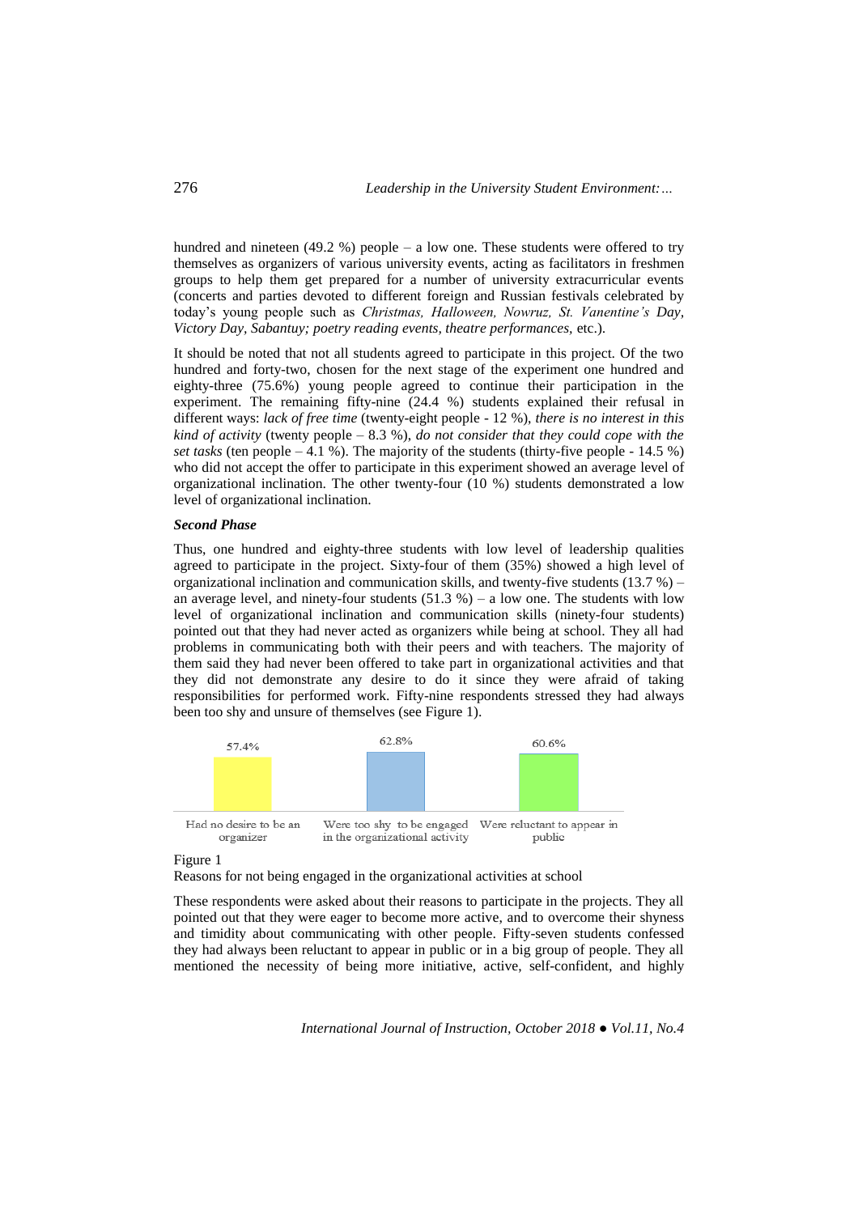hundred and nineteen (49.2 %) people – a low one. These students were offered to try themselves as organizers of various university events, acting as facilitators in freshmen groups to help them get prepared for a number of university extracurricular events (concerts and parties devoted to different foreign and Russian festivals celebrated by today's young people such as *Christmas, Halloween, Nowruz, St. Vanentine's Day, Victory Day, Sabantuy; poetry reading events, theatre performances,* etc.).

It should be noted that not all students agreed to participate in this project. Of the two hundred and forty-two, chosen for the next stage of the experiment one hundred and eighty-three (75.6%) young people agreed to continue their participation in the experiment. The remaining fifty-nine (24.4 %) students explained their refusal in different ways: *lack of free time* (twenty-eight people - 12 %), *there is no interest in this kind of activity* (twenty people – 8.3 %), *do not consider that they could cope with the set tasks* (ten people – 4.1 %). The majority of the students (thirty-five people - 14.5 %) who did not accept the offer to participate in this experiment showed an average level of organizational inclination. The other twenty-four (10 %) students demonstrated a low level of organizational inclination.

***Second Phase***

Thus, one hundred and eighty-three students with low level of leadership qualities agreed to participate in the project. Sixty-four of them (35%) showed a high level of organizational inclination and communication skills, and twenty-five students (13.7 %) – an average level, and ninety-four students (51.3 %) – a low one. The students with low level of organizational inclination and communication skills (ninety-four students) pointed out that they had never acted as organizers while being at school. They all had problems in communicating both with their peers and with teachers. The majority of them said they had never been offered to take part in organizational activities and that they did not demonstrate any desire to do it since they were afraid of taking responsibilities for performed work. Fifty-nine respondents stressed they had always been too shy and unsure of themselves (see Figure 1).

| Had no desire to be an organizer | Were too shy to be engaged in the organizational activity | Were reluctant to appear in public |
|---|---|---|
| 57.4% | 62.8% | 60.6% |

Figure 1

Reasons for not being engaged in the organizational activities at school

These respondents were asked about their reasons to participate in the projects. They all pointed out that they were eager to become more active, and to overcome their shyness and timidity about communicating with other people. Fifty-seven students confessed they had always been reluctant to appear in public or in a big group of people. They all mentioned the necessity of being more initiative, active, self-confident, and highly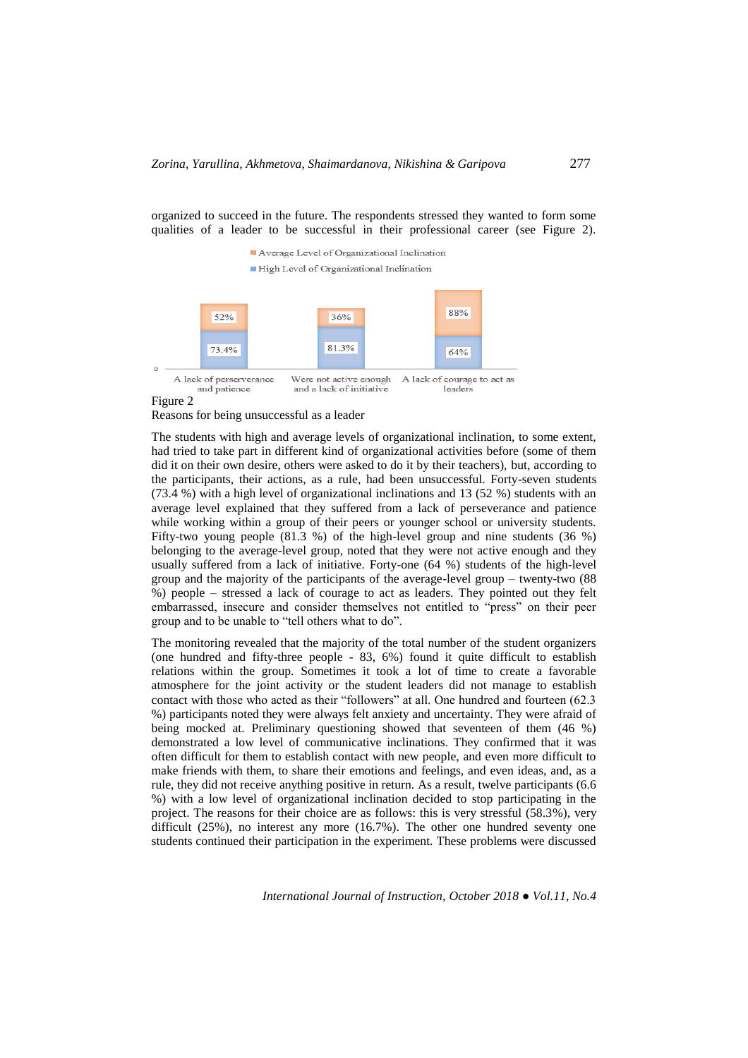organized to succeed in the future. The respondents stressed they wanted to form some qualities of a leader to be successful in their professional career (see Figure 2).

Figure 2
Reasons for being unsuccessful as a leader

The students with high and average levels of organizational inclination, to some extent, had tried to take part in different kind of organizational activities before (some of them did it on their own desire, others were asked to do it by their teachers), but, according to the participants, their actions, as a rule, had been unsuccessful. Forty-seven students (73.4 %) with a high level of organizational inclinations and 13 (52 %) students with an average level explained that they suffered from a lack of perseverance and patience while working within a group of their peers or younger school or university students. Fifty-two young people (81.3 %) of the high-level group and nine students (36 %) belonging to the average-level group, noted that they were not active enough and they usually suffered from a lack of initiative. Forty-one (64 %) students of the high-level group and the majority of the participants of the average-level group – twenty-two (88 %) people – stressed a lack of courage to act as leaders. They pointed out they felt embarrassed, insecure and consider themselves not entitled to "press" on their peer group and to be unable to "tell others what to do".

The monitoring revealed that the majority of the total number of the student organizers (one hundred and fifty-three people - 83, 6%) found it quite difficult to establish relations within the group. Sometimes it took a lot of time to create a favorable atmosphere for the joint activity or the student leaders did not manage to establish contact with those who acted as their "followers" at all. One hundred and fourteen (62.3 %) participants noted they were always felt anxiety and uncertainty. They were afraid of being mocked at. Preliminary questioning showed that seventeen of them (46 %) demonstrated a low level of communicative inclinations. They confirmed that it was often difficult for them to establish contact with new people, and even more difficult to make friends with them, to share their emotions and feelings, and even ideas, and, as a rule, they did not receive anything positive in return. As a result, twelve participants (6.6 %) with a low level of organizational inclination decided to stop participating in the project. The reasons for their choice are as follows: this is very stressful (58.3%), very difficult (25%), no interest any more (16.7%). The other one hundred seventy one students continued their participation in the experiment. These problems were discussed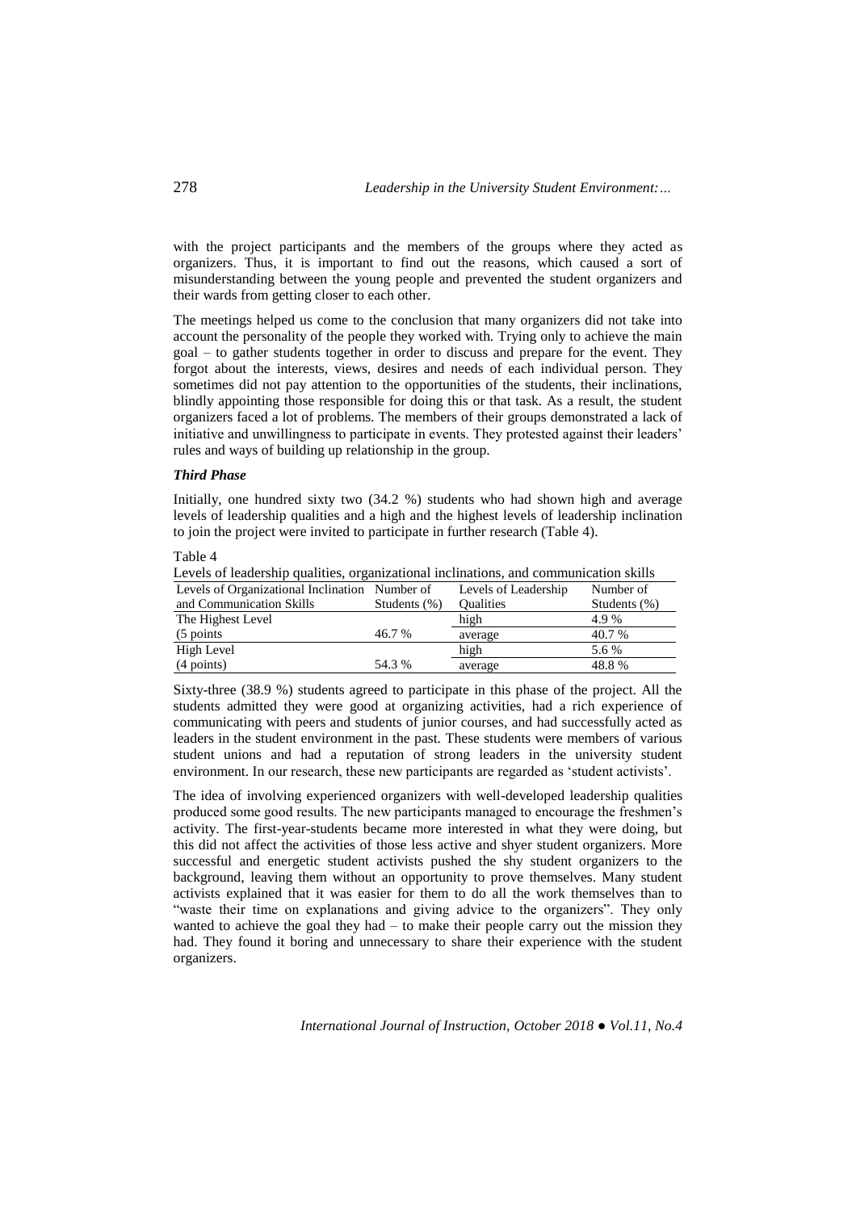with the project participants and the members of the groups where they acted as organizers. Thus, it is important to find out the reasons, which caused a sort of misunderstanding between the young people and prevented the student organizers and their wards from getting closer to each other.

The meetings helped us come to the conclusion that many organizers did not take into account the personality of the people they worked with. Trying only to achieve the main goal – to gather students together in order to discuss and prepare for the event. They forgot about the interests, views, desires and needs of each individual person. They sometimes did not pay attention to the opportunities of the students, their inclinations, blindly appointing those responsible for doing this or that task. As a result, the student organizers faced a lot of problems. The members of their groups demonstrated a lack of initiative and unwillingness to participate in events. They protested against their leaders' rules and ways of building up relationship in the group.

### *Third Phase*

Initially, one hundred sixty two (34.2 %) students who had shown high and average levels of leadership qualities and a high and the highest levels of leadership inclination to join the project were invited to participate in further research (Table 4).

Table 4

Levels of leadership qualities, organizational inclinations, and communication skills

| Levels of Organizational Inclination and Communication Skills | Number of Students (%) | Levels of Leadership Qualities | Number of Students (%) |
|---|---|---|---|
| The Highest Level | | high | 4.9 % |
| (5 points | 46.7 % | average | 40.7 % |
| High Level | | high | 5.6 % |
| (4 points) | 54.3 % | average | 48.8 % |

Sixty-three (38.9 %) students agreed to participate in this phase of the project. All the students admitted they were good at organizing activities, had a rich experience of communicating with peers and students of junior courses, and had successfully acted as leaders in the student environment in the past. These students were members of various student unions and had a reputation of strong leaders in the university student environment. In our research, these new participants are regarded as 'student activists'.

The idea of involving experienced organizers with well-developed leadership qualities produced some good results. The new participants managed to encourage the freshmen's activity. The first-year-students became more interested in what they were doing, but this did not affect the activities of those less active and shyer student organizers. More successful and energetic student activists pushed the shy student organizers to the background, leaving them without an opportunity to prove themselves. Many student activists explained that it was easier for them to do all the work themselves than to "waste their time on explanations and giving advice to the organizers". They only wanted to achieve the goal they had – to make their people carry out the mission they had. They found it boring and unnecessary to share their experience with the student organizers.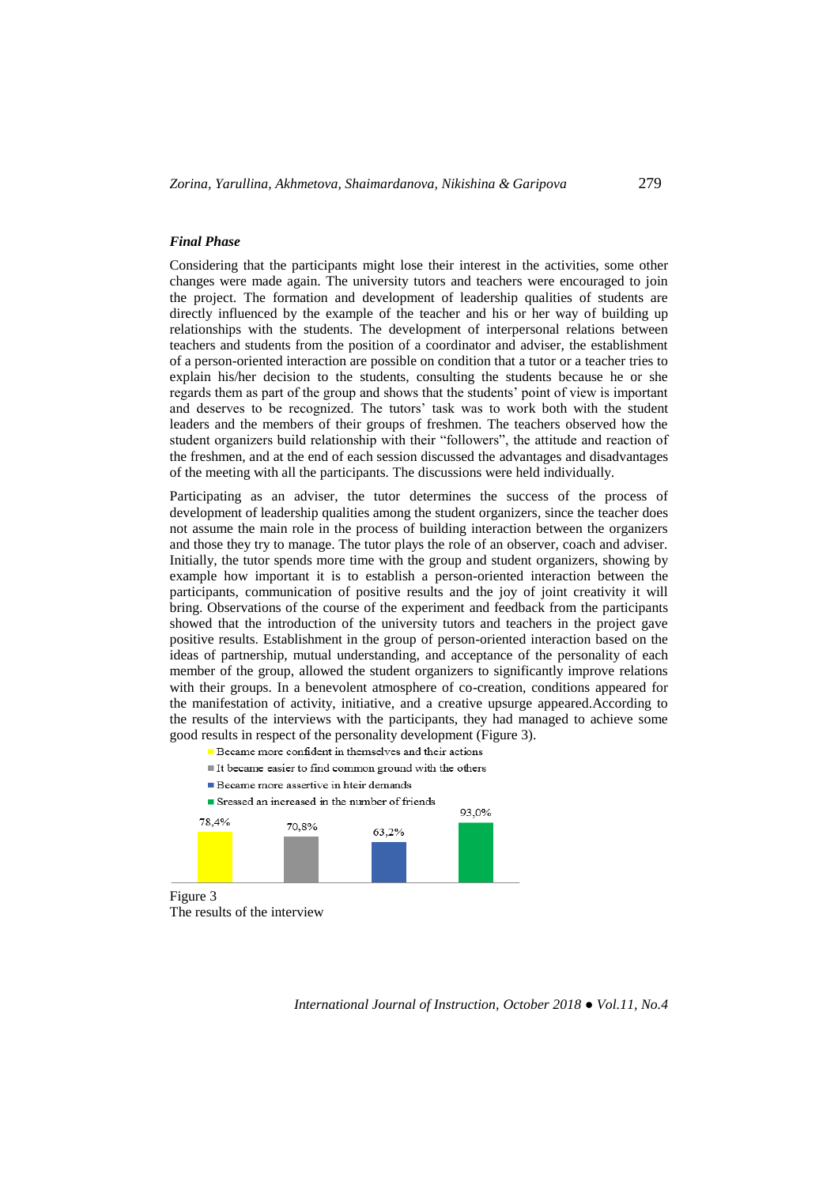### *Final Phase*

Considering that the participants might lose their interest in the activities, some other changes were made again. The university tutors and teachers were encouraged to join the project. The formation and development of leadership qualities of students are directly influenced by the example of the teacher and his or her way of building up relationships with the students. The development of interpersonal relations between teachers and students from the position of a coordinator and adviser, the establishment of a person-oriented interaction are possible on condition that a tutor or a teacher tries to explain his/her decision to the students, consulting the students because he or she regards them as part of the group and shows that the students' point of view is important and deserves to be recognized. The tutors' task was to work both with the student leaders and the members of their groups of freshmen. The teachers observed how the student organizers build relationship with their "followers", the attitude and reaction of the freshmen, and at the end of each session discussed the advantages and disadvantages of the meeting with all the participants. The discussions were held individually.

Participating as an adviser, the tutor determines the success of the process of development of leadership qualities among the student organizers, since the teacher does not assume the main role in the process of building interaction between the organizers and those they try to manage. The tutor plays the role of an observer, coach and adviser. Initially, the tutor spends more time with the group and student organizers, showing by example how important it is to establish a person-oriented interaction between the participants, communication of positive results and the joy of joint creativity it will bring. Observations of the course of the experiment and feedback from the participants showed that the introduction of the university tutors and teachers in the project gave positive results. Establishment in the group of person-oriented interaction based on the ideas of partnership, mutual understanding, and acceptance of the personality of each member of the group, allowed the student organizers to significantly improve relations with their groups. In a benevolent atmosphere of co-creation, conditions appeared for the manifestation of activity, initiative, and a creative upsurge appeared.According to the results of the interviews with the participants, they had managed to achieve some good results in respect of the personality development (Figure 3).

- Became more confident in themselves and their actions
- It became easier to find common ground with the others
- Became more assertive in hteir demands
- Sressed an increased in the number of friends

| Became more confident in themselves and their actions | It became easier to find common ground with the others | Became more assertive in hteir demands | Sressed an increased in the number of friends |
|---|---|---|---|
| 78,4% | 70,8% | 63,2% | 93,0% |

Figure 3
The results of the interview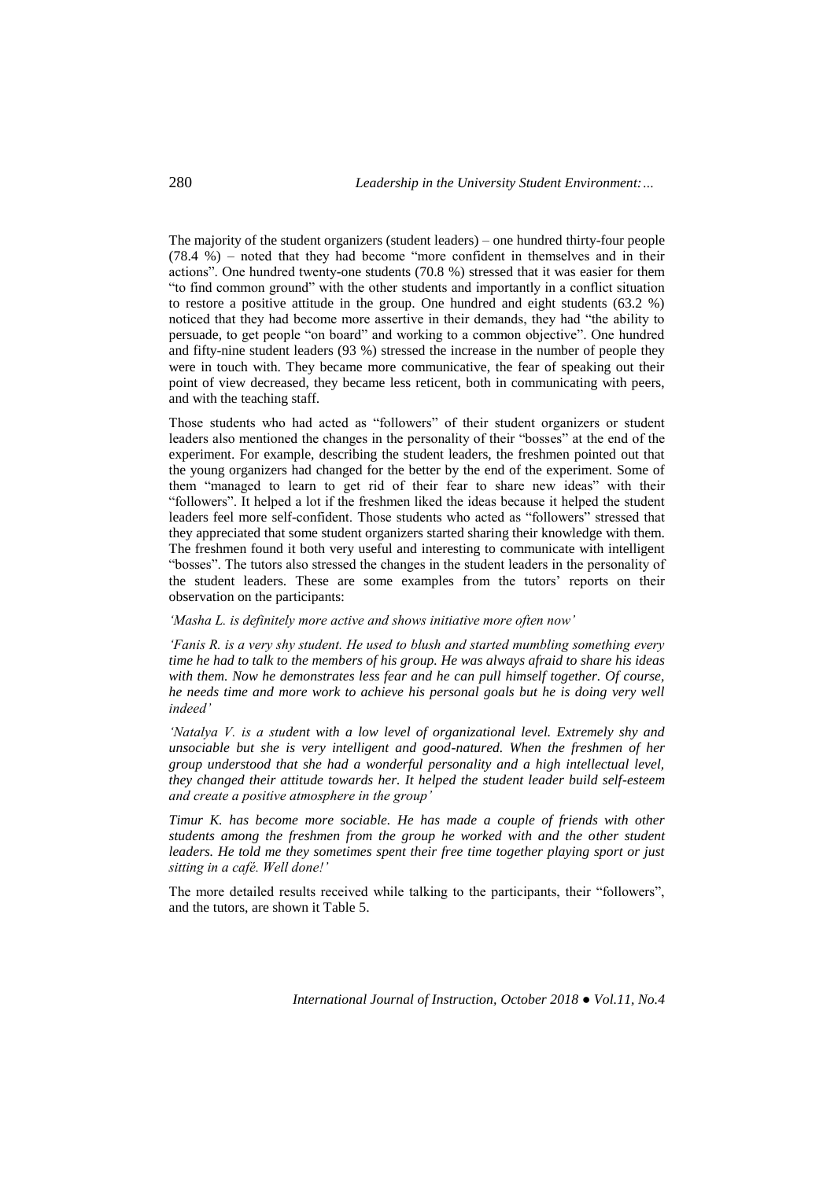The majority of the student organizers (student leaders) – one hundred thirty-four people (78.4 %) – noted that they had become "more confident in themselves and in their actions". One hundred twenty-one students (70.8 %) stressed that it was easier for them "to find common ground" with the other students and importantly in a conflict situation to restore a positive attitude in the group. One hundred and eight students (63.2 %) noticed that they had become more assertive in their demands, they had "the ability to persuade, to get people "on board" and working to a common objective". One hundred and fifty-nine student leaders (93 %) stressed the increase in the number of people they were in touch with. They became more communicative, the fear of speaking out their point of view decreased, they became less reticent, both in communicating with peers, and with the teaching staff.

Those students who had acted as "followers" of their student organizers or student leaders also mentioned the changes in the personality of their "bosses" at the end of the experiment. For example, describing the student leaders, the freshmen pointed out that the young organizers had changed for the better by the end of the experiment. Some of them "managed to learn to get rid of their fear to share new ideas" with their "followers". It helped a lot if the freshmen liked the ideas because it helped the student leaders feel more self-confident. Those students who acted as "followers" stressed that they appreciated that some student organizers started sharing their knowledge with them. The freshmen found it both very useful and interesting to communicate with intelligent "bosses". The tutors also stressed the changes in the student leaders in the personality of the student leaders. These are some examples from the tutors' reports on their observation on the participants:

*'Masha L. is definitely more active and shows initiative more often now'*

*'Fanis R. is a very shy student. He used to blush and started mumbling something every time he had to talk to the members of his group. He was always afraid to share his ideas with them. Now he demonstrates less fear and he can pull himself together. Of course, he needs time and more work to achieve his personal goals but he is doing very well indeed'*

*'Natalya V. is a student with a low level of organizational level. Extremely shy and unsociable but she is very intelligent and good-natured. When the freshmen of her group understood that she had a wonderful personality and a high intellectual level, they changed their attitude towards her. It helped the student leader build self-esteem and create a positive atmosphere in the group'*

*Timur K. has become more sociable. He has made a couple of friends with other students among the freshmen from the group he worked with and the other student leaders. He told me they sometimes spent their free time together playing sport or just sitting in a café. Well done!'*

The more detailed results received while talking to the participants, their "followers", and the tutors, are shown it Table 5.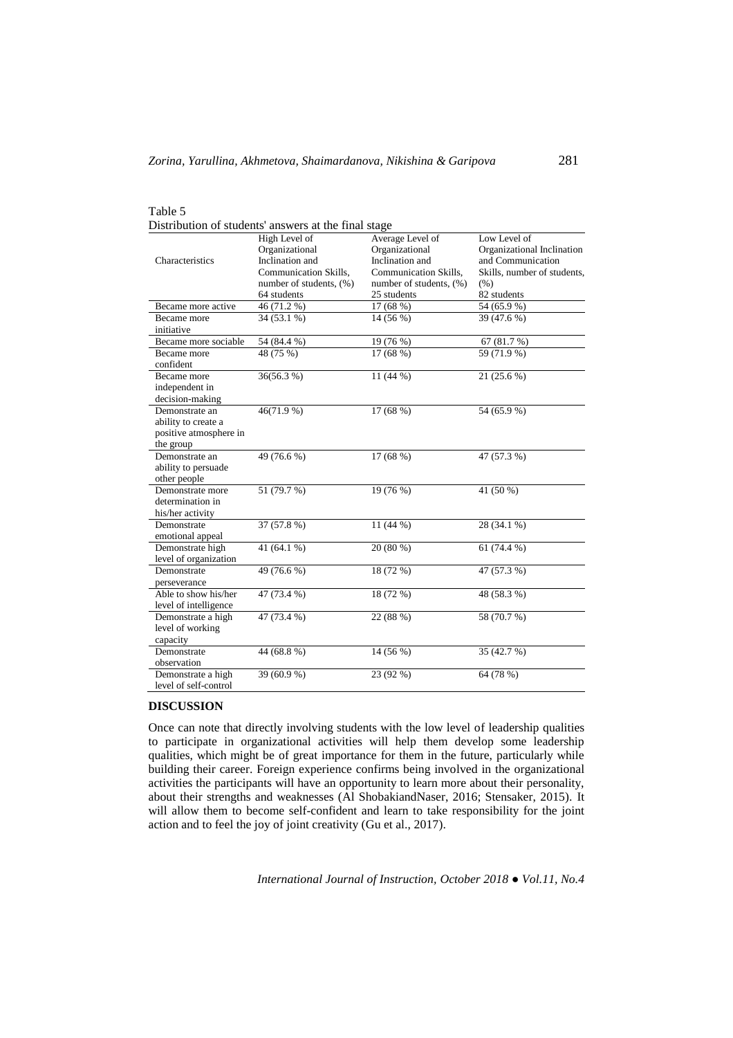Table 5

Distribution of students' answers at the final stage

| Characteristics | High Level of Organizational Inclination and Communication Skills, number of students, (%) 64 students | Average Level of Organizational Inclination and Communication Skills, number of students, (%) 25 students | Low Level of Organizational Inclination and Communication Skills, number of students, (%) 82 students |
|---|---|---|---|
| Became more active | 46 (71.2 %) | 17 (68 %) | 54 (65.9 %) |
| Became more initiative | 34 (53.1 %) | 14 (56 %) | 39 (47.6 %) |
| Became more sociable | 54 (84.4 %) | 19 (76 %) | 67 (81.7 %) |
| Became more confident | 48 (75 %) | 17 (68 %) | 59 (71.9 %) |
| Became more independent in decision-making | 36(56.3 %) | 11 (44 %) | 21 (25.6 %) |
| Demonstrate an ability to create a positive atmosphere in the group | 46(71.9 %) | 17 (68 %) | 54 (65.9 %) |
| Demonstrate an ability to persuade other people | 49 (76.6 %) | 17 (68 %) | 47 (57.3 %) |
| Demonstrate more determination in his/her activity | 51 (79.7 %) | 19 (76 %) | 41 (50 %) |
| Demonstrate emotional appeal | 37 (57.8 %) | 11 (44 %) | 28 (34.1 %) |
| Demonstrate high level of organization | 41 (64.1 %) | 20 (80 %) | 61 (74.4 %) |
| Demonstrate perseverance | 49 (76.6 %) | 18 (72 %) | 47 (57.3 %) |
| Able to show his/her level of intelligence | 47 (73.4 %) | 18 (72 %) | 48 (58.3 %) |
| Demonstrate a high level of working capacity | 47 (73.4 %) | 22 (88 %) | 58 (70.7 %) |
| Demonstrate observation | 44 (68.8 %) | 14 (56 %) | 35 (42.7 %) |
| Demonstrate a high level of self-control | 39 (60.9 %) | 23 (92 %) | 64 (78 %) |

## DISCUSSION

Once can note that directly involving students with the low level of leadership qualities to participate in organizational activities will help them develop some leadership qualities, which might be of great importance for them in the future, particularly while building their career. Foreign experience confirms being involved in the organizational activities the participants will have an opportunity to learn more about their personality, about their strengths and weaknesses (Al ShobakiandNaser, 2016; Stensaker, 2015). It will allow them to become self-confident and learn to take responsibility for the joint action and to feel the joy of joint creativity (Gu et al., 2017).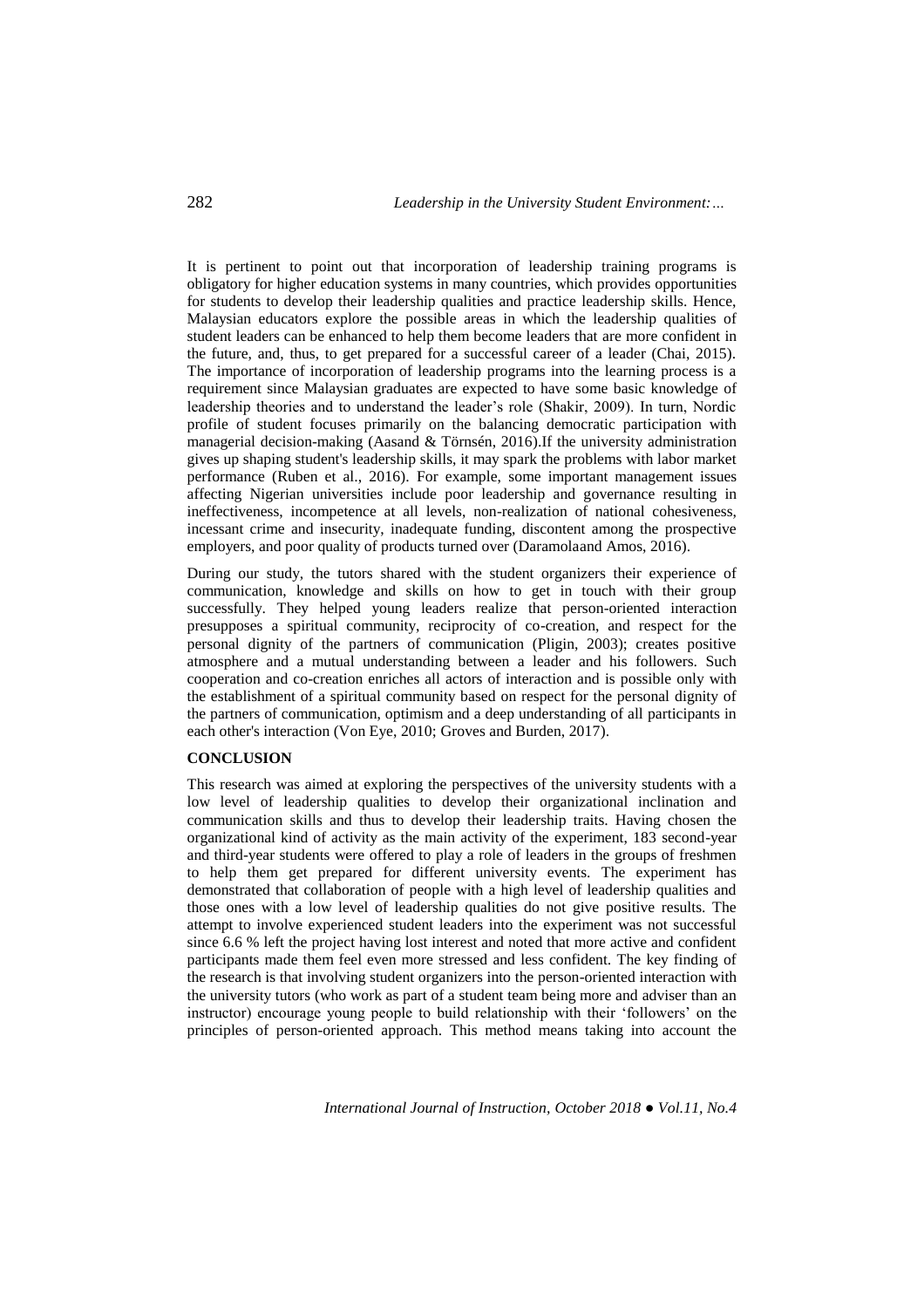It is pertinent to point out that incorporation of leadership training programs is obligatory for higher education systems in many countries, which provides opportunities for students to develop their leadership qualities and practice leadership skills. Hence, Malaysian educators explore the possible areas in which the leadership qualities of student leaders can be enhanced to help them become leaders that are more confident in the future, and, thus, to get prepared for a successful career of a leader (Chai, 2015). The importance of incorporation of leadership programs into the learning process is a requirement since Malaysian graduates are expected to have some basic knowledge of leadership theories and to understand the leader's role (Shakir, 2009). In turn, Nordic profile of student focuses primarily on the balancing democratic participation with managerial decision-making (Aasand & Törnsén, 2016).If the university administration gives up shaping student's leadership skills, it may spark the problems with labor market performance (Ruben et al., 2016). For example, some important management issues affecting Nigerian universities include poor leadership and governance resulting in ineffectiveness, incompetence at all levels, non-realization of national cohesiveness, incessant crime and insecurity, inadequate funding, discontent among the prospective employers, and poor quality of products turned over (Daramolaand Amos, 2016).

During our study, the tutors shared with the student organizers their experience of communication, knowledge and skills on how to get in touch with their group successfully. They helped young leaders realize that person-oriented interaction presupposes a spiritual community, reciprocity of co-creation, and respect for the personal dignity of the partners of communication (Pligin, 2003); creates positive atmosphere and a mutual understanding between a leader and his followers. Such cooperation and co-creation enriches all actors of interaction and is possible only with the establishment of a spiritual community based on respect for the personal dignity of the partners of communication, optimism and a deep understanding of all participants in each other's interaction (Von Eye, 2010; Groves and Burden, 2017).

## CONCLUSION

This research was aimed at exploring the perspectives of the university students with a low level of leadership qualities to develop their organizational inclination and communication skills and thus to develop their leadership traits. Having chosen the organizational kind of activity as the main activity of the experiment, 183 second-year and third-year students were offered to play a role of leaders in the groups of freshmen to help them get prepared for different university events. The experiment has demonstrated that collaboration of people with a high level of leadership qualities and those ones with a low level of leadership qualities do not give positive results. The attempt to involve experienced student leaders into the experiment was not successful since 6.6 % left the project having lost interest and noted that more active and confident participants made them feel even more stressed and less confident. The key finding of the research is that involving student organizers into the person-oriented interaction with the university tutors (who work as part of a student team being more and adviser than an instructor) encourage young people to build relationship with their 'followers' on the principles of person-oriented approach. This method means taking into account the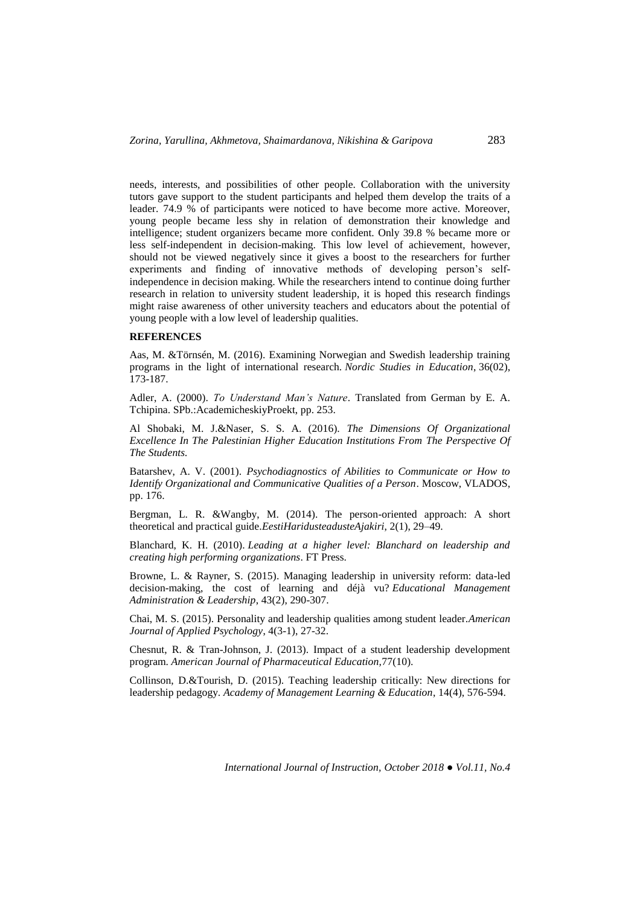needs, interests, and possibilities of other people. Collaboration with the university tutors gave support to the student participants and helped them develop the traits of a leader. 74.9 % of participants were noticed to have become more active. Moreover, young people became less shy in relation of demonstration their knowledge and intelligence; student organizers became more confident. Only 39.8 % became more or less self-independent in decision-making. This low level of achievement, however, should not be viewed negatively since it gives a boost to the researchers for further experiments and finding of innovative methods of developing person's self-independence in decision making. While the researchers intend to continue doing further research in relation to university student leadership, it is hoped this research findings might raise awareness of other university teachers and educators about the potential of young people with a low level of leadership qualities.

## REFERENCES

Aas, M. &Törnsén, M. (2016). Examining Norwegian and Swedish leadership training programs in the light of international research. *Nordic Studies in Education*, 36(02), 173-187.

Adler, A. (2000). *To Understand Man's Nature*. Translated from German by E. A. Tchipina. SPb.:AcademicheskiyProekt, pp. 253.

Al Shobaki, M. J.&Naser, S. S. A. (2016). *The Dimensions Of Organizational Excellence In The Palestinian Higher Education Institutions From The Perspective Of The Students.*

Batarshev, A. V. (2001). *Psychodiagnostics of Abilities to Communicate or How to Identify Organizational and Communicative Qualities of a Person*. Moscow, VLADOS, pp. 176.

Bergman, L. R. &Wangby, M. (2014). The person-oriented approach: A short theoretical and practical guide.*EestiHaridusteadusteAjakiri*, 2(1), 29–49.

Blanchard, K. H. (2010). *Leading at a higher level: Blanchard on leadership and creating high performing organizations*. FT Press.

Browne, L. & Rayner, S. (2015). Managing leadership in university reform: data-led decision-making, the cost of learning and déjà vu? *Educational Management Administration & Leadership*, 43(2), 290-307.

Chai, M. S. (2015). Personality and leadership qualities among student leader.*American Journal of Applied Psychology*, 4(3-1), 27-32.

Chesnut, R. & Tran-Johnson, J. (2013). Impact of a student leadership development program. *American Journal of Pharmaceutical Education*,77(10).

Collinson, D.&Tourish, D. (2015). Teaching leadership critically: New directions for leadership pedagogy. *Academy of Management Learning & Education*, 14(4), 576-594.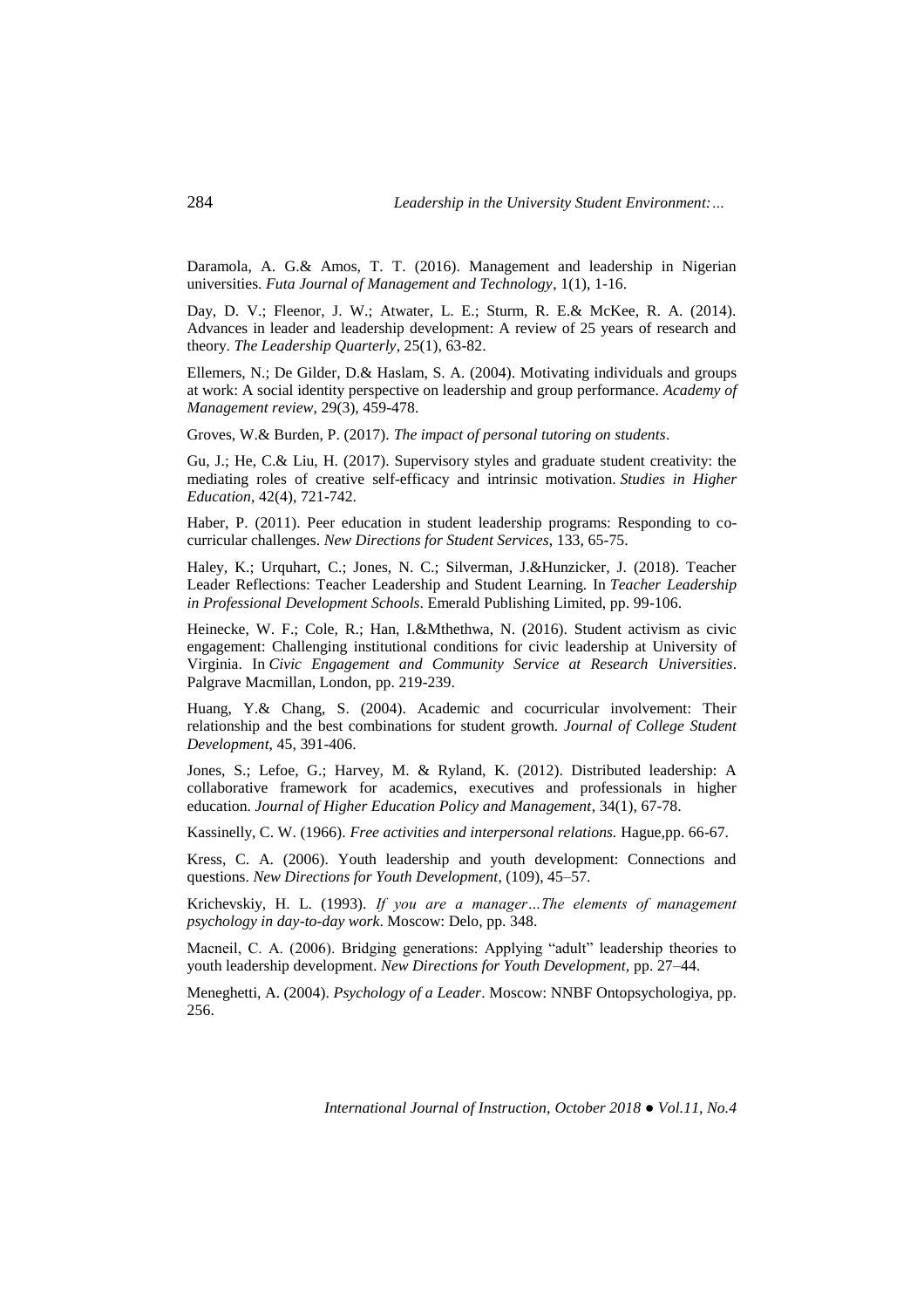Daramola, A. G.& Amos, T. T. (2016). Management and leadership in Nigerian universities. *Futa Journal of Management and Technology*, 1(1), 1-16.

Day, D. V.; Fleenor, J. W.; Atwater, L. E.; Sturm, R. E.& McKee, R. A. (2014). Advances in leader and leadership development: A review of 25 years of research and theory. *The Leadership Quarterly*, 25(1), 63-82.

Ellemers, N.; De Gilder, D.& Haslam, S. A. (2004). Motivating individuals and groups at work: A social identity perspective on leadership and group performance. *Academy of Management review*, 29(3), 459-478.

Groves, W.& Burden, P. (2017). *The impact of personal tutoring on students*.

Gu, J.; He, C.& Liu, H. (2017). Supervisory styles and graduate student creativity: the mediating roles of creative self-efficacy and intrinsic motivation. *Studies in Higher Education*, 42(4), 721-742.

Haber, P. (2011). Peer education in student leadership programs: Responding to co-curricular challenges. *New Directions for Student Services*, 133, 65-75.

Haley, K.; Urquhart, C.; Jones, N. C.; Silverman, J.&Hunzicker, J. (2018). Teacher Leader Reflections: Teacher Leadership and Student Learning. In *Teacher Leadership in Professional Development Schools*. Emerald Publishing Limited, pp. 99-106.

Heinecke, W. F.; Cole, R.; Han, I.&Mthethwa, N. (2016). Student activism as civic engagement: Challenging institutional conditions for civic leadership at University of Virginia. In *Civic Engagement and Community Service at Research Universities*. Palgrave Macmillan, London, pp. 219-239.

Huang, Y.& Chang, S. (2004). Academic and cocurricular involvement: Their relationship and the best combinations for student growth. *Journal of College Student Development*, 45, 391-406.

Jones, S.; Lefoe, G.; Harvey, M. & Ryland, K. (2012). Distributed leadership: A collaborative framework for academics, executives and professionals in higher education. *Journal of Higher Education Policy and Management*, 34(1), 67-78.

Kassinelly, C. W. (1966). *Free activities and interpersonal relations.* Hague,pp. 66-67.

Kress, C. A. (2006). Youth leadership and youth development: Connections and questions. *New Directions for Youth Development*, (109), 45–57.

Krichevskiy, H. L. (1993). *If you are a manager…The elements of management psychology in day-to-day work*. Moscow: Delo, pp. 348.

Macneil, C. A. (2006). Bridging generations: Applying "adult" leadership theories to youth leadership development. *New Directions for Youth Development,* pp. 27–44.

Meneghetti, A. (2004). *Psychology of a Leader*. Moscow: NNBF Ontopsychologiya, pp. 256.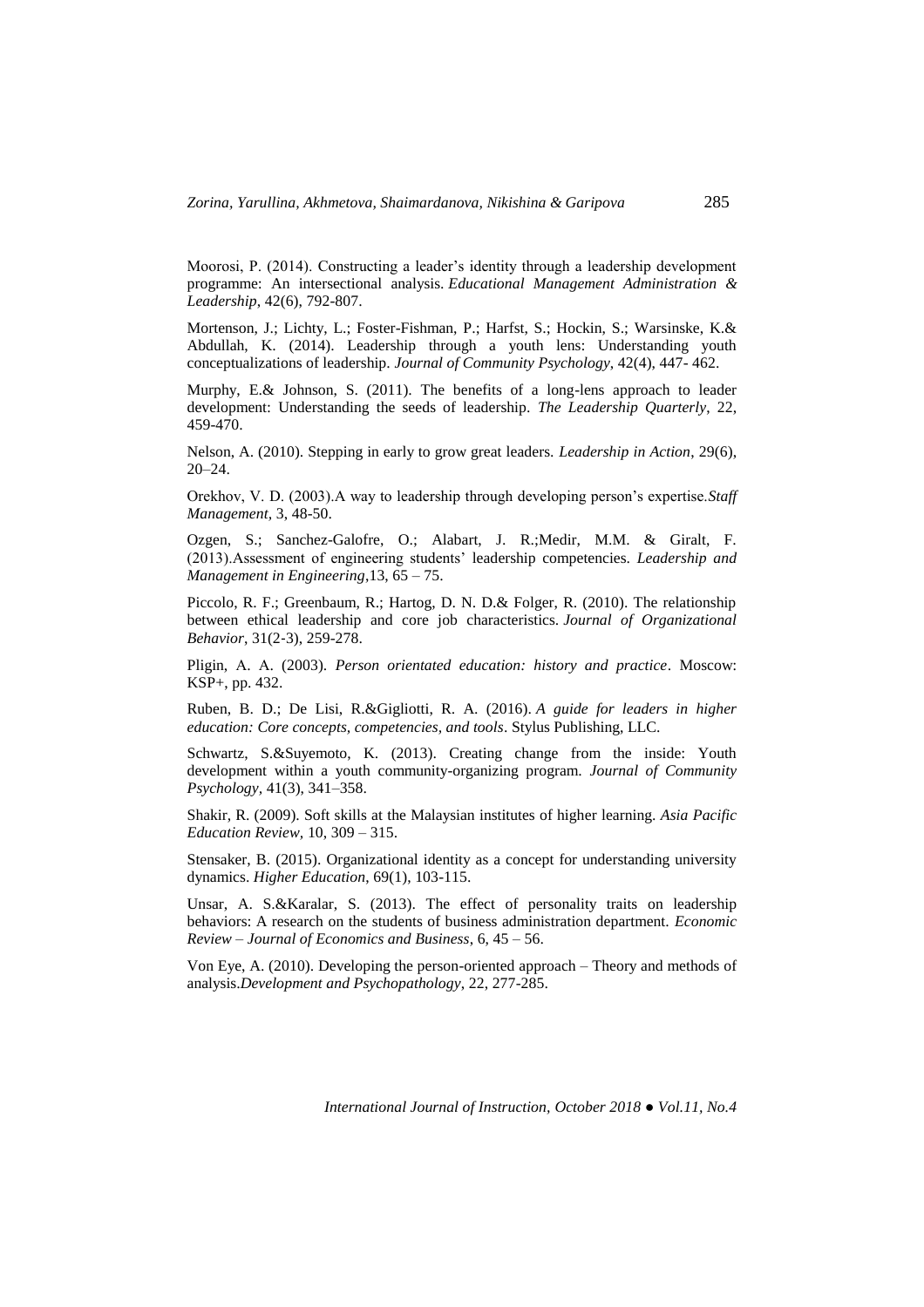Moorosi, P. (2014). Constructing a leader's identity through a leadership development programme: An intersectional analysis. *Educational Management Administration & Leadership*, 42(6), 792-807.

Mortenson, J.; Lichty, L.; Foster-Fishman, P.; Harfst, S.; Hockin, S.; Warsinske, K.& Abdullah, K. (2014). Leadership through a youth lens: Understanding youth conceptualizations of leadership. *Journal of Community Psychology*, 42(4), 447- 462.

Murphy, E.& Johnson, S. (2011). The benefits of a long-lens approach to leader development: Understanding the seeds of leadership. *The Leadership Quarterly*, 22, 459-470.

Nelson, A. (2010). Stepping in early to grow great leaders. *Leadership in Action*, 29(6), 20–24.

Orekhov, V. D. (2003).A way to leadership through developing person's expertise.*Staff Management*, 3, 48-50.

Ozgen, S.; Sanchez-Galofre, O.; Alabart, J. R.;Medir, M.M. & Giralt, F. (2013).Assessment of engineering students' leadership competencies. *Leadership and Management in Engineering*,13, 65 – 75.

Piccolo, R. F.; Greenbaum, R.; Hartog, D. N. D.& Folger, R. (2010). The relationship between ethical leadership and core job characteristics. *Journal of Organizational Behavior*, 31(2‐3), 259-278.

Pligin, A. A. (2003). *Person orientated education: history and practice*. Moscow: KSP+, pp. 432.

Ruben, B. D.; De Lisi, R.&Gigliotti, R. A. (2016). *A guide for leaders in higher education: Core concepts, competencies, and tools*. Stylus Publishing, LLC.

Schwartz, S.&Suyemoto, K. (2013). Creating change from the inside: Youth development within a youth community-organizing program. *Journal of Community Psychology*, 41(3), 341–358.

Shakir, R. (2009). Soft skills at the Malaysian institutes of higher learning. *Asia Pacific Education Review*, 10, 309 – 315.

Stensaker, B. (2015). Organizational identity as a concept for understanding university dynamics. *Higher Education*, 69(1), 103-115.

Unsar, A. S.&Karalar, S. (2013). The effect of personality traits on leadership behaviors: A research on the students of business administration department. *Economic Review – Journal of Economics and Business*, 6, 45 – 56.

Von Eye, A. (2010). Developing the person-oriented approach – Theory and methods of analysis.*Development and Psychopathology*, 22, 277-285.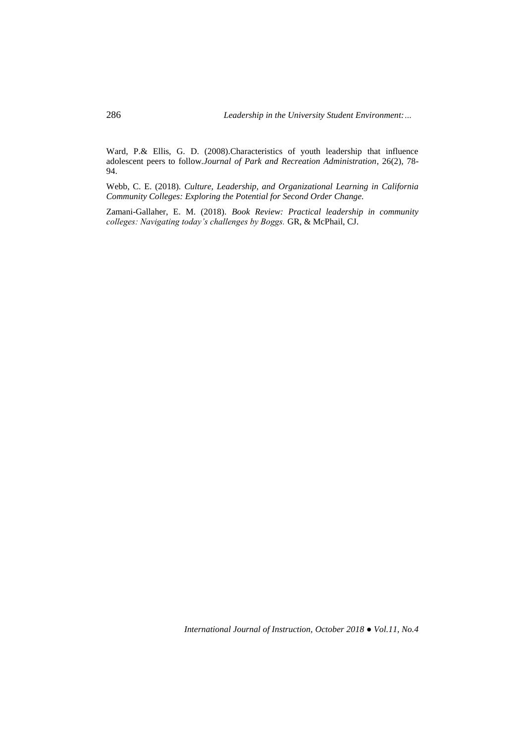Ward, P.& Ellis, G. D. (2008).Characteristics of youth leadership that influence adolescent peers to follow.*Journal of Park and Recreation Administration*, 26(2), 78-94.

Webb, C. E. (2018). *Culture, Leadership, and Organizational Learning in California Community Colleges: Exploring the Potential for Second Order Change.*

Zamani-Gallaher, E. M. (2018). *Book Review: Practical leadership in community colleges: Navigating today's challenges by Boggs.* GR, & McPhail, CJ.